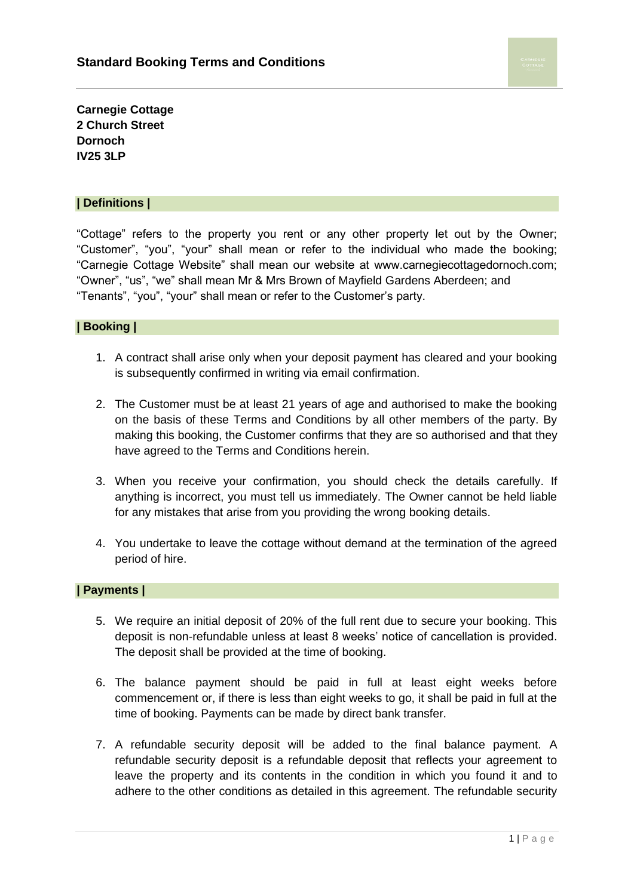## Standard Booking Terms and Conditions

**Carnegie Cottage**
**2 Church Street**
**Dornoch**
**IV25 3LP**

### | Definitions |

"Cottage" refers to the property you rent or any other property let out by the Owner; "Customer", "you", "your" shall mean or refer to the individual who made the booking; "Carnegie Cottage Website" shall mean our website at www.carnegiecottagedornoch.com; "Owner", "us", "we" shall mean Mr & Mrs Brown of Mayfield Gardens Aberdeen; and "Tenants", "you", "your" shall mean or refer to the Customer's party.

### | Booking |

1. A contract shall arise only when your deposit payment has cleared and your booking is subsequently confirmed in writing via email confirmation.

2. The Customer must be at least 21 years of age and authorised to make the booking on the basis of these Terms and Conditions by all other members of the party. By making this booking, the Customer confirms that they are so authorised and that they have agreed to the Terms and Conditions herein.

3. When you receive your confirmation, you should check the details carefully. If anything is incorrect, you must tell us immediately. The Owner cannot be held liable for any mistakes that arise from you providing the wrong booking details.

4. You undertake to leave the cottage without demand at the termination of the agreed period of hire.

### | Payments |

5. We require an initial deposit of 20% of the full rent due to secure your booking. This deposit is non-refundable unless at least 8 weeks' notice of cancellation is provided. The deposit shall be provided at the time of booking.

6. The balance payment should be paid in full at least eight weeks before commencement or, if there is less than eight weeks to go, it shall be paid in full at the time of booking. Payments can be made by direct bank transfer.

7. A refundable security deposit will be added to the final balance payment. A refundable security deposit is a refundable deposit that reflects your agreement to leave the property and its contents in the condition in which you found it and to adhere to the other conditions as detailed in this agreement. The refundable security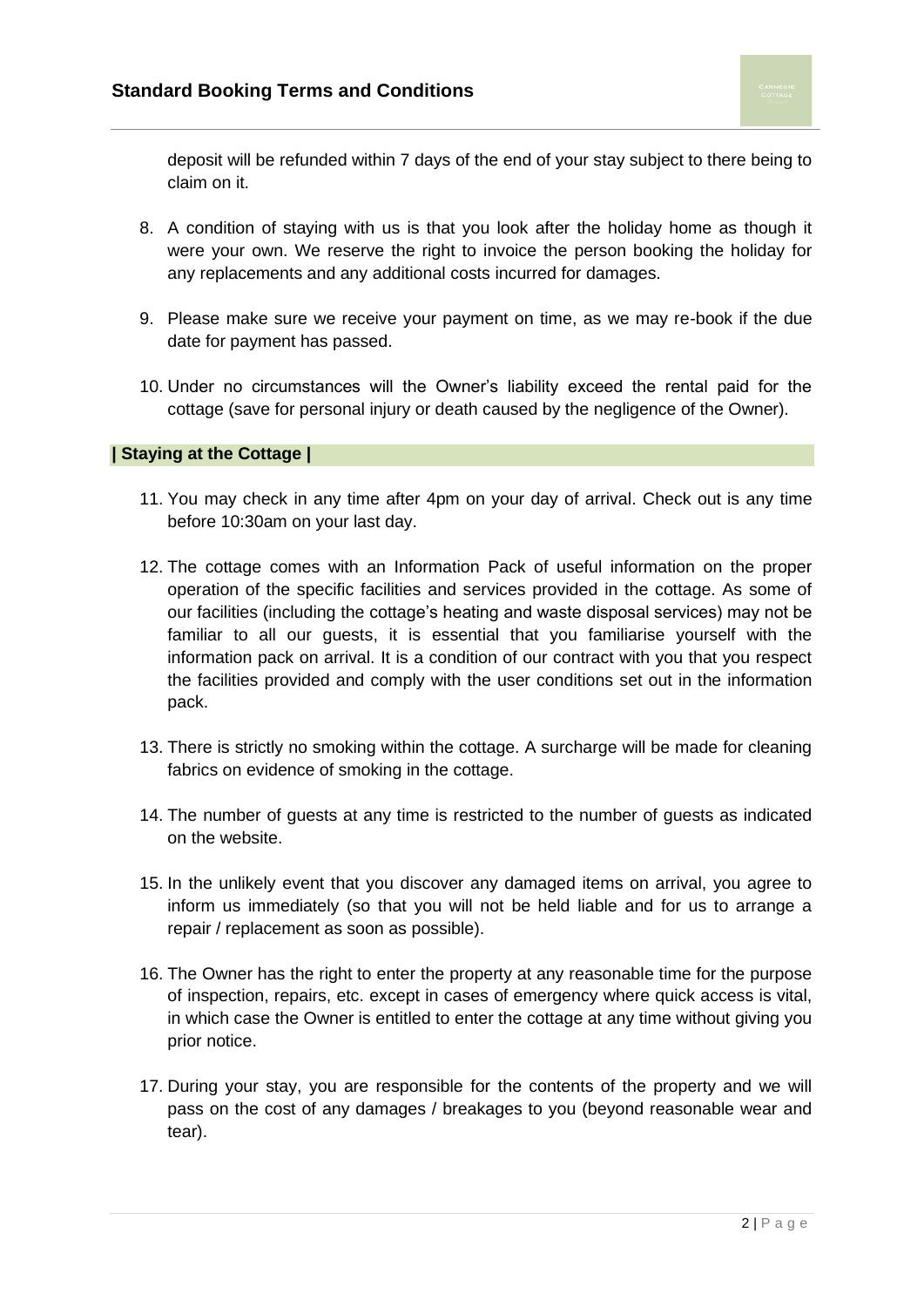deposit will be refunded within 7 days of the end of your stay subject to there being to claim on it.

8. A condition of staying with us is that you look after the holiday home as though it were your own. We reserve the right to invoice the person booking the holiday for any replacements and any additional costs incurred for damages.

9. Please make sure we receive your payment on time, as we may re-book if the due date for payment has passed.

10. Under no circumstances will the Owner's liability exceed the rental paid for the cottage (save for personal injury or death caused by the negligence of the Owner).

## | Staying at the Cottage |

11. You may check in any time after 4pm on your day of arrival. Check out is any time before 10:30am on your last day.

12. The cottage comes with an Information Pack of useful information on the proper operation of the specific facilities and services provided in the cottage. As some of our facilities (including the cottage's heating and waste disposal services) may not be familiar to all our guests, it is essential that you familiarise yourself with the information pack on arrival. It is a condition of our contract with you that you respect the facilities provided and comply with the user conditions set out in the information pack.

13. There is strictly no smoking within the cottage. A surcharge will be made for cleaning fabrics on evidence of smoking in the cottage.

14. The number of guests at any time is restricted to the number of guests as indicated on the website.

15. In the unlikely event that you discover any damaged items on arrival, you agree to inform us immediately (so that you will not be held liable and for us to arrange a repair / replacement as soon as possible).

16. The Owner has the right to enter the property at any reasonable time for the purpose of inspection, repairs, etc. except in cases of emergency where quick access is vital, in which case the Owner is entitled to enter the cottage at any time without giving you prior notice.

17. During your stay, you are responsible for the contents of the property and we will pass on the cost of any damages / breakages to you (beyond reasonable wear and tear).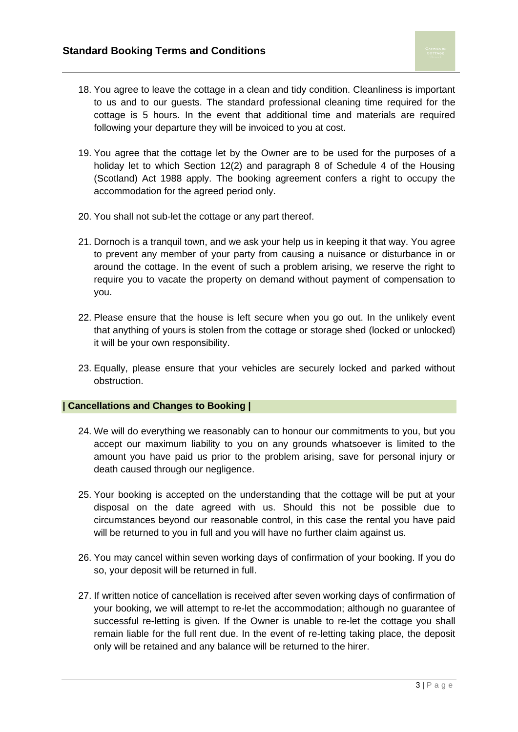18. You agree to leave the cottage in a clean and tidy condition. Cleanliness is important to us and to our guests. The standard professional cleaning time required for the cottage is 5 hours. In the event that additional time and materials are required following your departure they will be invoiced to you at cost.

19. You agree that the cottage let by the Owner are to be used for the purposes of a holiday let to which Section 12(2) and paragraph 8 of Schedule 4 of the Housing (Scotland) Act 1988 apply. The booking agreement confers a right to occupy the accommodation for the agreed period only.

20. You shall not sub-let the cottage or any part thereof.

21. Dornoch is a tranquil town, and we ask your help us in keeping it that way. You agree to prevent any member of your party from causing a nuisance or disturbance in or around the cottage. In the event of such a problem arising, we reserve the right to require you to vacate the property on demand without payment of compensation to you.

22. Please ensure that the house is left secure when you go out. In the unlikely event that anything of yours is stolen from the cottage or storage shed (locked or unlocked) it will be your own responsibility.

23. Equally, please ensure that your vehicles are securely locked and parked without obstruction.

## | Cancellations and Changes to Booking |

24. We will do everything we reasonably can to honour our commitments to you, but you accept our maximum liability to you on any grounds whatsoever is limited to the amount you have paid us prior to the problem arising, save for personal injury or death caused through our negligence.

25. Your booking is accepted on the understanding that the cottage will be put at your disposal on the date agreed with us. Should this not be possible due to circumstances beyond our reasonable control, in this case the rental you have paid will be returned to you in full and you will have no further claim against us.

26. You may cancel within seven working days of confirmation of your booking. If you do so, your deposit will be returned in full.

27. If written notice of cancellation is received after seven working days of confirmation of your booking, we will attempt to re-let the accommodation; although no guarantee of successful re-letting is given. If the Owner is unable to re-let the cottage you shall remain liable for the full rent due. In the event of re-letting taking place, the deposit only will be retained and any balance will be returned to the hirer.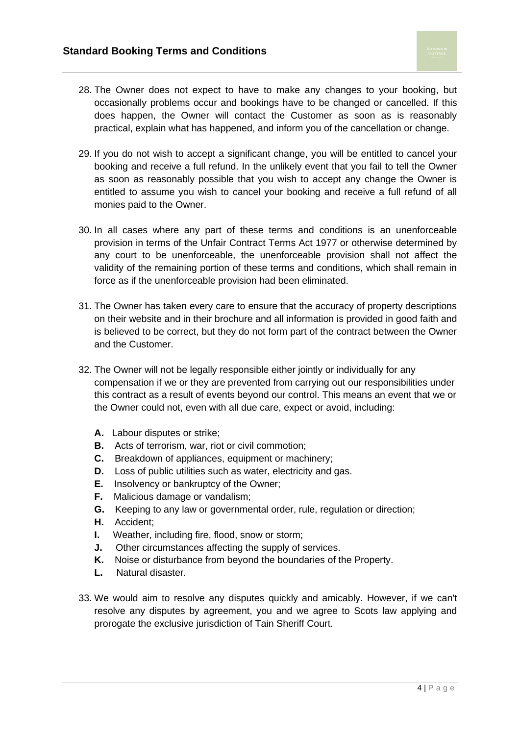28. The Owner does not expect to have to make any changes to your booking, but occasionally problems occur and bookings have to be changed or cancelled. If this does happen, the Owner will contact the Customer as soon as is reasonably practical, explain what has happened, and inform you of the cancellation or change.

29. If you do not wish to accept a significant change, you will be entitled to cancel your booking and receive a full refund. In the unlikely event that you fail to tell the Owner as soon as reasonably possible that you wish to accept any change the Owner is entitled to assume you wish to cancel your booking and receive a full refund of all monies paid to the Owner.

30. In all cases where any part of these terms and conditions is an unenforceable provision in terms of the Unfair Contract Terms Act 1977 or otherwise determined by any court to be unenforceable, the unenforceable provision shall not affect the validity of the remaining portion of these terms and conditions, which shall remain in force as if the unenforceable provision had been eliminated.

31. The Owner has taken every care to ensure that the accuracy of property descriptions on their website and in their brochure and all information is provided in good faith and is believed to be correct, but they do not form part of the contract between the Owner and the Customer.

32. The Owner will not be legally responsible either jointly or individually for any compensation if we or they are prevented from carrying out our responsibilities under this contract as a result of events beyond our control. This means an event that we or the Owner could not, even with all due care, expect or avoid, including:

    **A.** Labour disputes or strike;
    **B.** Acts of terrorism, war, riot or civil commotion;
    **C.** Breakdown of appliances, equipment or machinery;
    **D.** Loss of public utilities such as water, electricity and gas.
    **E.** Insolvency or bankruptcy of the Owner;
    **F.** Malicious damage or vandalism;
    **G.** Keeping to any law or governmental order, rule, regulation or direction;
    **H.** Accident;
    **I.** Weather, including fire, flood, snow or storm;
    **J.** Other circumstances affecting the supply of services.
    **K.** Noise or disturbance from beyond the boundaries of the Property.
    **L.** Natural disaster.

33. We would aim to resolve any disputes quickly and amicably. However, if we can't resolve any disputes by agreement, you and we agree to Scots law applying and prorogate the exclusive jurisdiction of Tain Sheriff Court.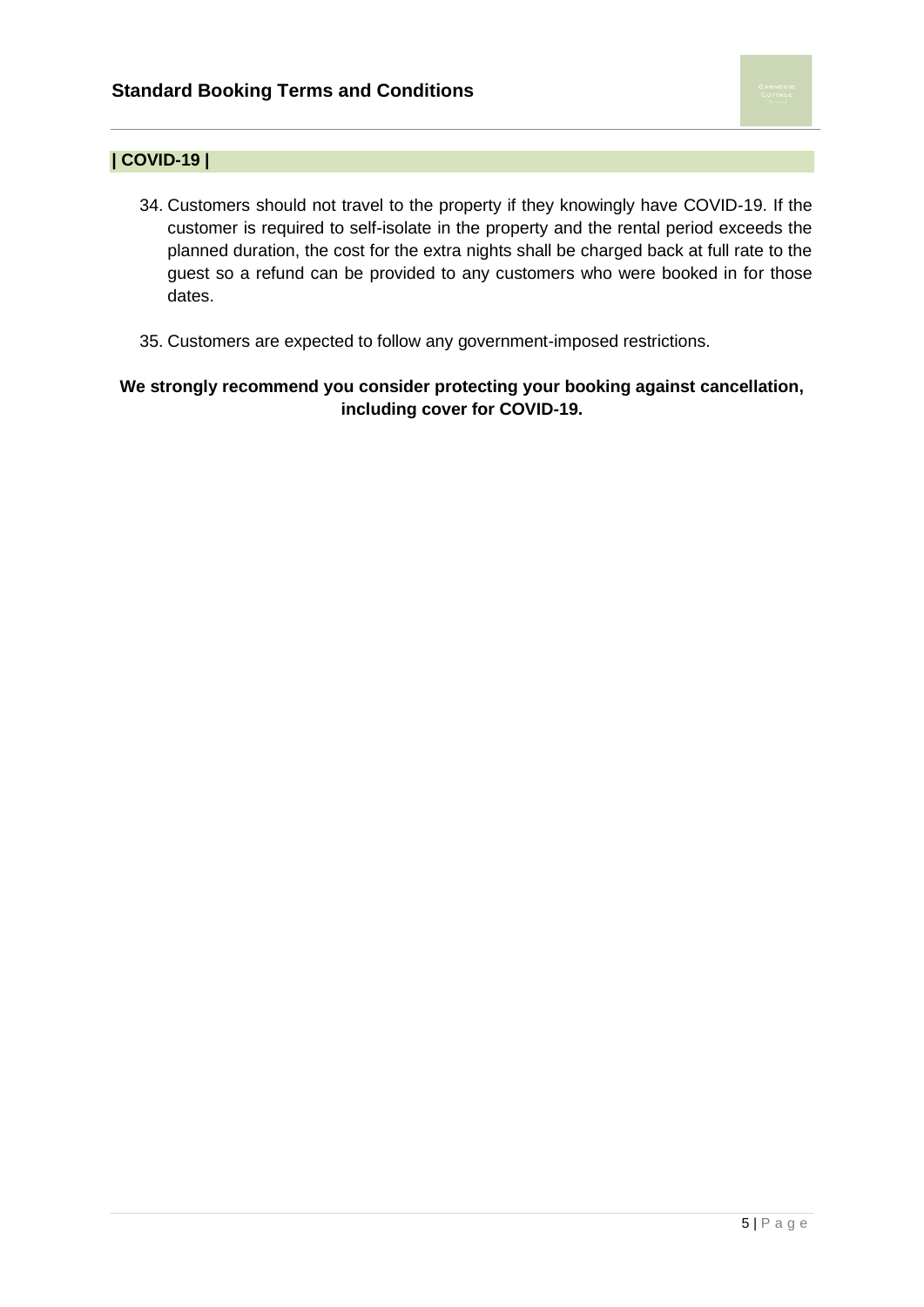## | COVID-19 |

34. Customers should not travel to the property if they knowingly have COVID-19. If the customer is required to self-isolate in the property and the rental period exceeds the planned duration, the cost for the extra nights shall be charged back at full rate to the guest so a refund can be provided to any customers who were booked in for those dates.

35. Customers are expected to follow any government-imposed restrictions.

**We strongly recommend you consider protecting your booking against cancellation, including cover for COVID-19.**